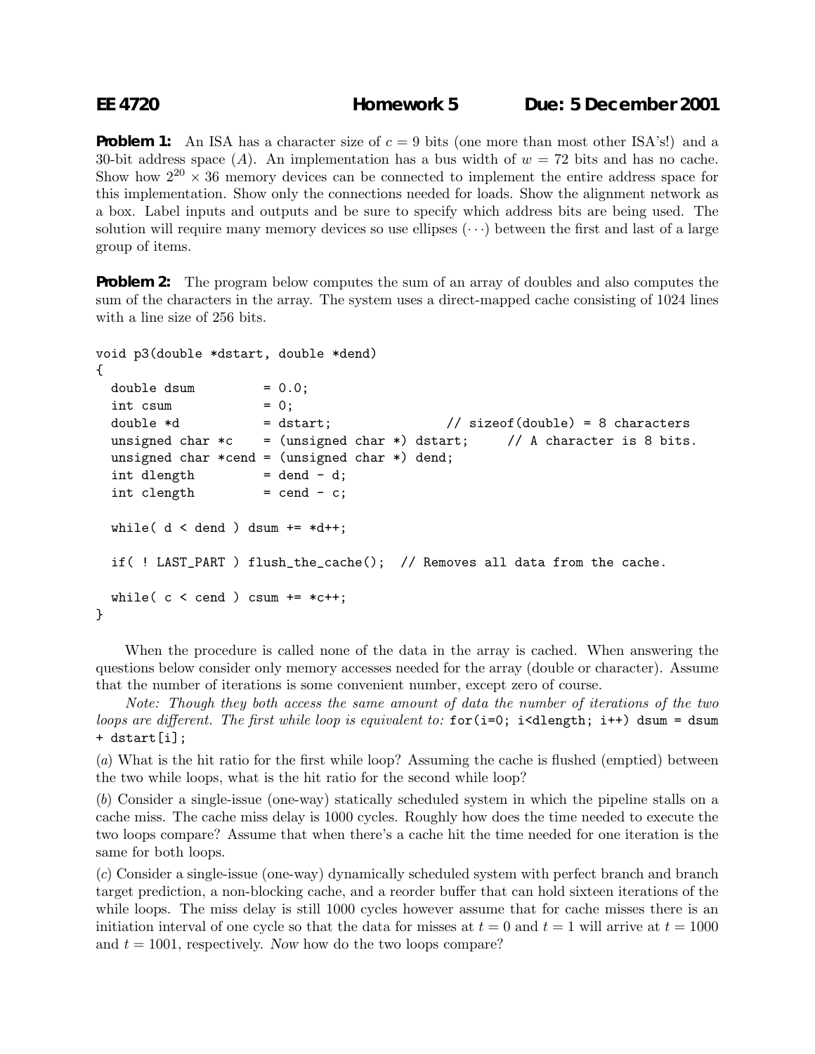# EE 4720 Homework 5 Due: 5 December 2001

**Problem 1:** An ISA has a character size of $c = 9$ bits (one more than most other ISA's!) and a 30-bit address space ($A$). An implementation has a bus width of $w = 72$ bits and has no cache. Show how $2^{20} \times 36$ memory devices can be connected to implement the entire address space for this implementation. Show only the connections needed for loads. Show the alignment network as a box. Label inputs and outputs and be sure to specify which address bits are being used. The solution will require many memory devices so use ellipses ($\cdots$) between the first and last of a large group of items.

**Problem 2:** The program below computes the sum of an array of doubles and also computes the sum of the characters in the array. The system uses a direct-mapped cache consisting of 1024 lines with a line size of 256 bits.

```
void p3(double *dstart, double *dend)
{
  double dsum         = 0.0;
  int csum            = 0;
  double *d           = dstart;              // sizeof(double) = 8 characters
  unsigned char *c    = (unsigned char *) dstart;     // A character is 8 bits.
  unsigned char *cend = (unsigned char *) dend;
  int dlength         = dend - d;
  int clength         = cend - c;

  while( d < dend ) dsum += *d++;

  if( ! LAST_PART ) flush_the_cache();  // Removes all data from the cache.

  while( c < cend ) csum += *c++;
}
```

When the procedure is called none of the data in the array is cached. When answering the questions below consider only memory accesses needed for the array (double or character). Assume that the number of iterations is some convenient number, except zero of course.

*Note: Though they both access the same amount of data the number of iterations of the two loops are different. The first while loop is equivalent to:* `for(i=0; i<dlength; i++) dsum = dsum + dstart[i];`

(*a*) What is the hit ratio for the first while loop? Assuming the cache is flushed (emptied) between the two while loops, what is the hit ratio for the second while loop?

(*b*) Consider a single-issue (one-way) statically scheduled system in which the pipeline stalls on a cache miss. The cache miss delay is 1000 cycles. Roughly how does the time needed to execute the two loops compare? Assume that when there's a cache hit the time needed for one iteration is the same for both loops.

(*c*) Consider a single-issue (one-way) dynamically scheduled system with perfect branch and branch target prediction, a non-blocking cache, and a reorder buffer that can hold sixteen iterations of the while loops. The miss delay is still 1000 cycles however assume that for cache misses there is an initiation interval of one cycle so that the data for misses at $t = 0$ and $t = 1$ will arrive at $t = 1000$ and $t = 1001$, respectively. *Now* how do the two loops compare?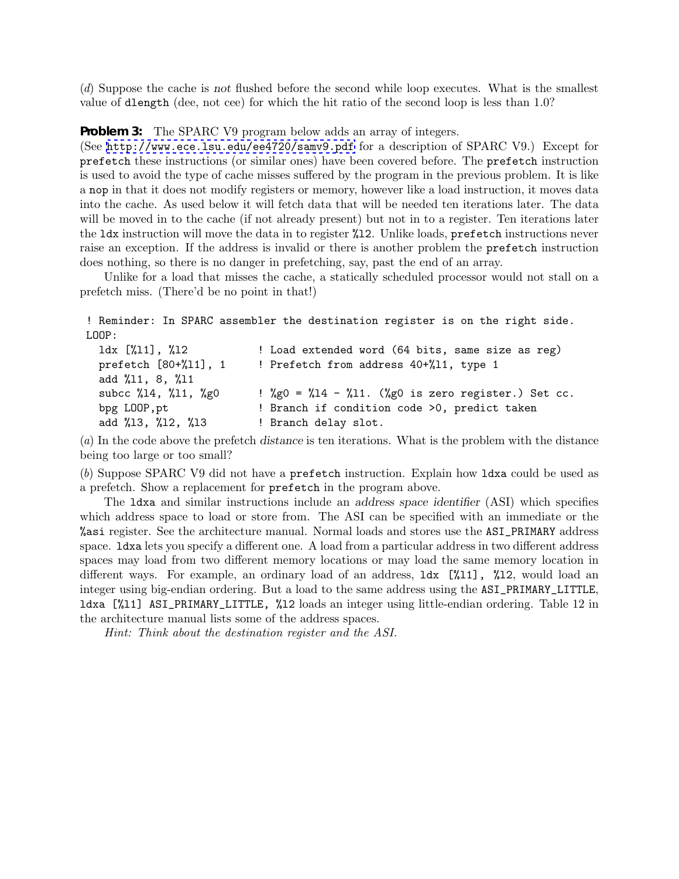(*d*) Suppose the cache is *not* flushed before the second while loop executes. What is the smallest value of `dlength` (dee, not cee) for which the hit ratio of the second loop is less than 1.0?

**Problem 3:** The SPARC V9 program below adds an array of integers.
(See http://www.ece.lsu.edu/ee4720/samv9.pdf for a description of SPARC V9.) Except for `prefetch` these instructions (or similar ones) have been covered before. The `prefetch` instruction is used to avoid the type of cache misses suffered by the program in the previous problem. It is like a `nop` in that it does not modify registers or memory, however like a load instruction, it moves data into the cache. As used below it will fetch data that will be needed ten iterations later. The data will be moved in to the cache (if not already present) but not in to a register. Ten iterations later the `ldx` instruction will move the data in to register `%l2`. Unlike loads, `prefetch` instructions never raise an exception. If the address is invalid or there is another problem the `prefetch` instruction does nothing, so there is no danger in prefetching, say, past the end of an array.

Unlike for a load that misses the cache, a statically scheduled processor would not stall on a prefetch miss. (There'd be no point in that!)

```
! Reminder: In SPARC assembler the destination register is on the right side.
LOOP:
  ldx [%l1], %l2            ! Load extended word (64 bits, same size as reg)
  prefetch [80+%l1], 1      ! Prefetch from address 40+%l1, type 1
  add %l1, 8, %l1
  subcc %l4, %l1, %g0       ! %g0 = %l4 - %l1. (%g0 is zero register.) Set cc.
  bpg LOOP,pt               ! Branch if condition code >0, predict taken
  add %l3, %l2, %l3         ! Branch delay slot.
```

(*a*) In the code above the prefetch *distance* is ten iterations. What is the problem with the distance being too large or too small?

(*b*) Suppose SPARC V9 did not have a `prefetch` instruction. Explain how `ldxa` could be used as a prefetch. Show a replacement for `prefetch` in the program above.

The `ldxa` and similar instructions include an *address space identifier* (ASI) which specifies which address space to load or store from. The ASI can be specified with an immediate or the `%asi` register. See the architecture manual. Normal loads and stores use the `ASI_PRIMARY` address space. `ldxa` lets you specify a different one. A load from a particular address in two different address spaces may load from two different memory locations or may load the same memory location in different ways. For example, an ordinary load of an address, `ldx [%l1], %l2`, would load an integer using big-endian ordering. But a load to the same address using the `ASI_PRIMARY_LITTLE`, `ldxa [%l1] ASI_PRIMARY_LITTLE, %l2` loads an integer using little-endian ordering. Table 12 in the architecture manual lists some of the address spaces.

*Hint: Think about the destination register and the ASI.*